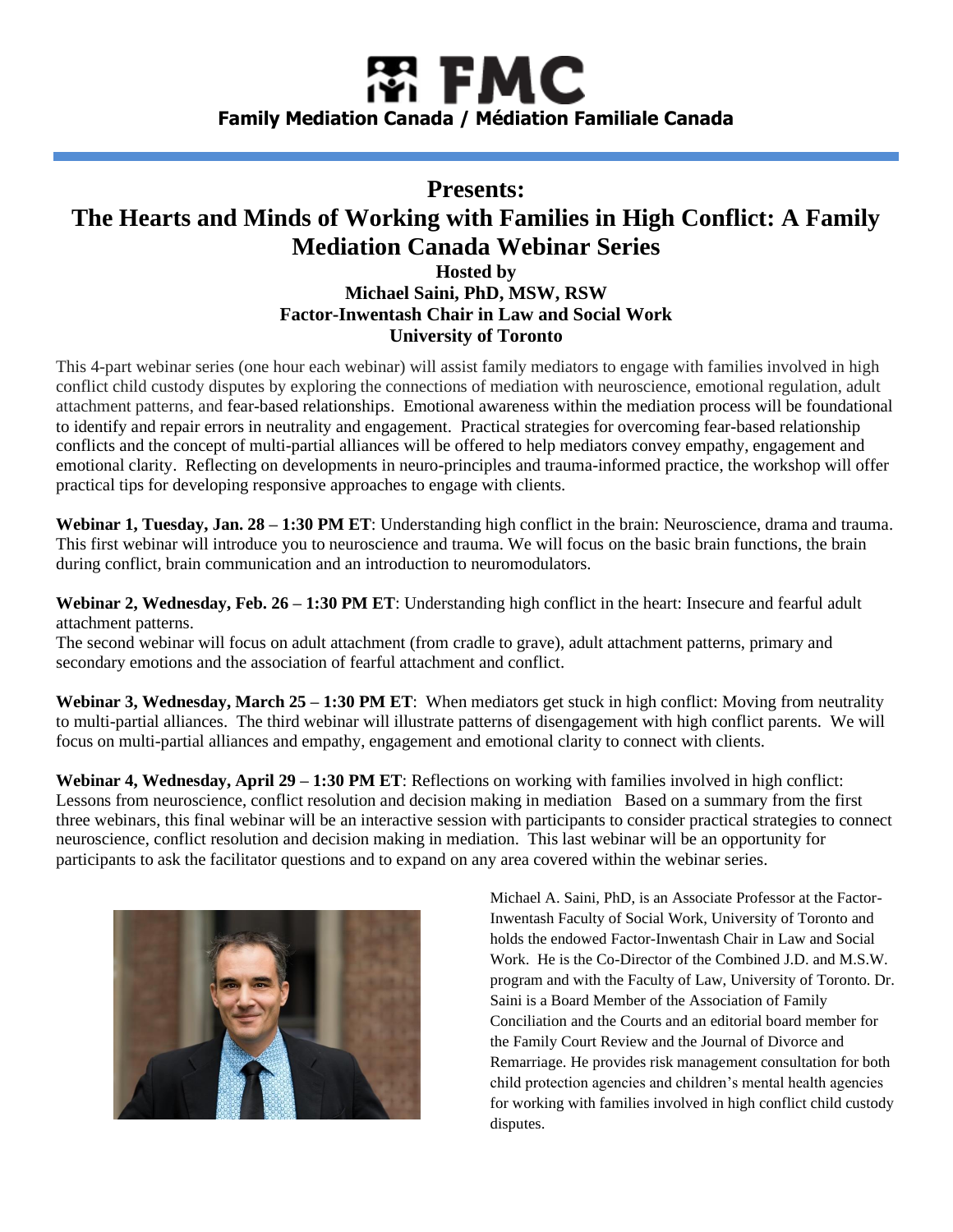# FMC

**Family Mediation Canada / Médiation Familiale Canada**

## Presents:

## The Hearts and Minds of Working with Families in High Conflict: A Family Mediation Canada Webinar Series

**Hosted by**
**Michael Saini, PhD, MSW, RSW**
**Factor-Inwentash Chair in Law and Social Work**
**University of Toronto**

This 4-part webinar series (one hour each webinar) will assist family mediators to engage with families involved in high conflict child custody disputes by exploring the connections of mediation with neuroscience, emotional regulation, adult attachment patterns, and fear-based relationships. Emotional awareness within the mediation process will be foundational to identify and repair errors in neutrality and engagement. Practical strategies for overcoming fear-based relationship conflicts and the concept of multi-partial alliances will be offered to help mediators convey empathy, engagement and emotional clarity. Reflecting on developments in neuro-principles and trauma-informed practice, the workshop will offer practical tips for developing responsive approaches to engage with clients.

**Webinar 1, Tuesday, Jan. 28 – 1:30 PM ET**: Understanding high conflict in the brain: Neuroscience, drama and trauma. This first webinar will introduce you to neuroscience and trauma. We will focus on the basic brain functions, the brain during conflict, brain communication and an introduction to neuromodulators.

**Webinar 2, Wednesday, Feb. 26 – 1:30 PM ET**: Understanding high conflict in the heart: Insecure and fearful adult attachment patterns.
The second webinar will focus on adult attachment (from cradle to grave), adult attachment patterns, primary and secondary emotions and the association of fearful attachment and conflict.

**Webinar 3, Wednesday, March 25 – 1:30 PM ET**: When mediators get stuck in high conflict: Moving from neutrality to multi-partial alliances. The third webinar will illustrate patterns of disengagement with high conflict parents. We will focus on multi-partial alliances and empathy, engagement and emotional clarity to connect with clients.

**Webinar 4, Wednesday, April 29 – 1:30 PM ET**: Reflections on working with families involved in high conflict: Lessons from neuroscience, conflict resolution and decision making in mediation Based on a summary from the first three webinars, this final webinar will be an interactive session with participants to consider practical strategies to connect neuroscience, conflict resolution and decision making in mediation. This last webinar will be an opportunity for participants to ask the facilitator questions and to expand on any area covered within the webinar series.

Michael A. Saini, PhD, is an Associate Professor at the Factor-Inwentash Faculty of Social Work, University of Toronto and holds the endowed Factor-Inwentash Chair in Law and Social Work. He is the Co-Director of the Combined J.D. and M.S.W. program and with the Faculty of Law, University of Toronto. Dr. Saini is a Board Member of the Association of Family Conciliation and the Courts and an editorial board member for the Family Court Review and the Journal of Divorce and Remarriage. He provides risk management consultation for both child protection agencies and children's mental health agencies for working with families involved in high conflict child custody disputes.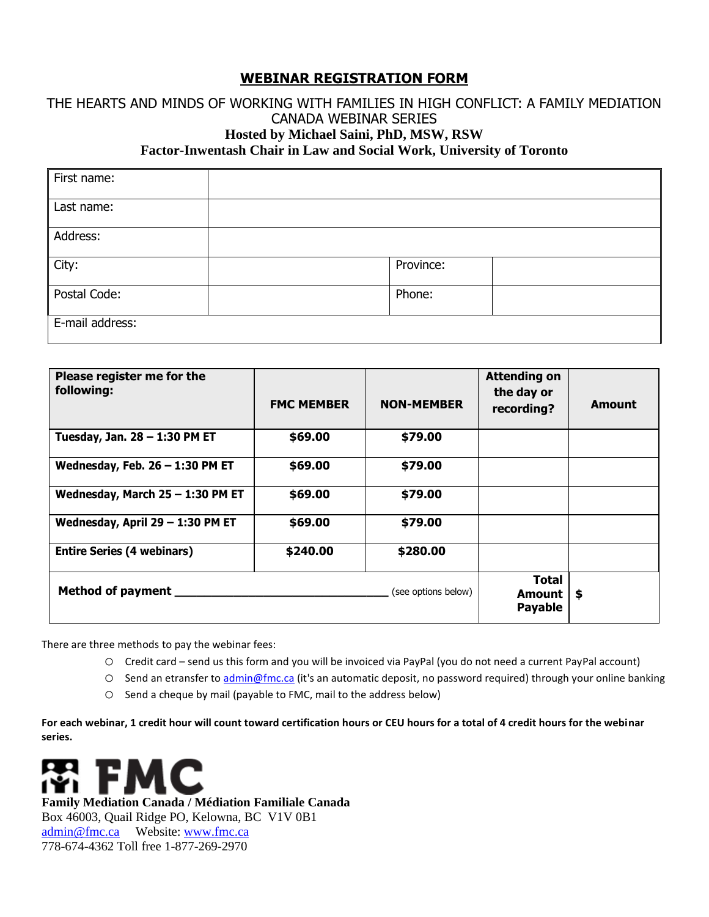# WEBINAR REGISTRATION FORM

THE HEARTS AND MINDS OF WORKING WITH FAMILIES IN HIGH CONFLICT: A FAMILY MEDIATION CANADA WEBINAR SERIES

**Hosted by Michael Saini, PhD, MSW, RSW**

**Factor-Inwentash Chair in Law and Social Work, University of Toronto**

| | | | |
|---|---|---|---|
| First name: | | | |
| Last name: | | | |
| Address: | | | |
| City: | | Province: | |
| Postal Code: | | Phone: | |
| E-mail address: | | | |

| Please register me for the following: | FMC MEMBER | NON-MEMBER | Attending on the day or recording? | Amount |
|---|---|---|---|---|
| Tuesday, Jan. 28 – 1:30 PM ET | $69.00 | $79.00 | | |
| Wednesday, Feb. 26 – 1:30 PM ET | $69.00 | $79.00 | | |
| Wednesday, March 25 – 1:30 PM ET | $69.00 | $79.00 | | |
| Wednesday, April 29 – 1:30 PM ET | $69.00 | $79.00 | | |
| Entire Series (4 webinars) | $240.00 | $280.00 | | |
| **Method of payment** ______________________________ (see options below) | | | **Total Amount Payable** | $ |

There are three methods to pay the webinar fees:

- Credit card – send us this form and you will be invoiced via PayPal (you do not need a current PayPal account)
- Send an etransfer to admin@fmc.ca (it's an automatic deposit, no password required) through your online banking
- Send a cheque by mail (payable to FMC, mail to the address below)

**For each webinar, 1 credit hour will count toward certification hours or CEU hours for a total of 4 credit hours for the webinar series.**

**FMC**

**Family Mediation Canada / Médiation Familiale Canada**
Box 46003, Quail Ridge PO, Kelowna, BC V1V 0B1
admin@fmc.ca Website: www.fmc.ca
778-674-4362 Toll free 1-877-269-2970